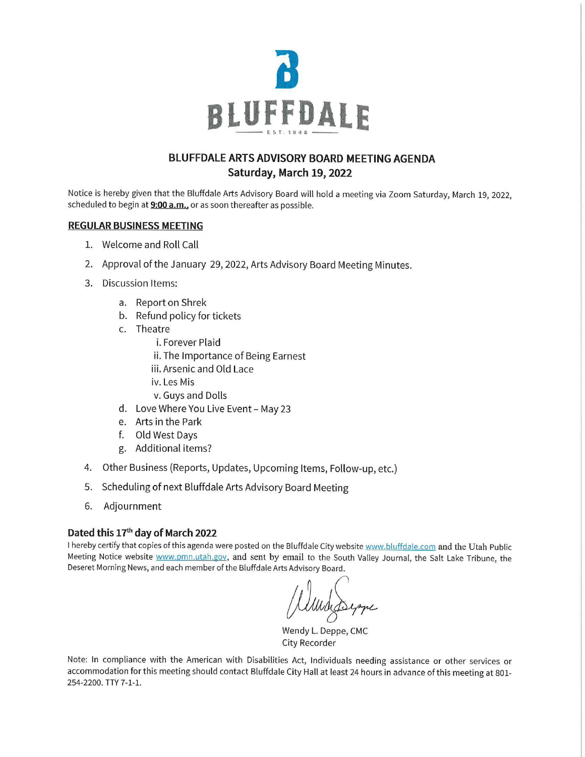# BLUFFDALE

EST. 1848

## BLUFFDALE ARTS ADVISORY BOARD MEETING AGENDA

## Saturday, March 19, 2022

Notice is hereby given that the Bluffdale Arts Advisory Board will hold a meeting via Zoom Saturday, March 19, 2022, scheduled to begin at **9:00 a.m.,** or as soon thereafter as possible.

### REGULAR BUSINESS MEETING

1. Welcome and Roll Call
2. Approval of the January 29, 2022, Arts Advisory Board Meeting Minutes.
3. Discussion Items:
   a. Report on Shrek
   b. Refund policy for tickets
   c. Theatre
      i. Forever Plaid
      ii. The Importance of Being Earnest
      iii. Arsenic and Old Lace
      iv. Les Mis
      v. Guys and Dolls
   d. Love Where You Live Event – May 23
   e. Arts in the Park
   f. Old West Days
   g. Additional items?
4. Other Business (Reports, Updates, Upcoming Items, Follow-up, etc.)
5. Scheduling of next Bluffdale Arts Advisory Board Meeting
6. Adjournment

**Dated this 17th day of March 2022**

I hereby certify that copies of this agenda were posted on the Bluffdale City website www.bluffdale.com and the Utah Public Meeting Notice website www.pmn.utah.gov, and sent by email to the South Valley Journal, the Salt Lake Tribune, the Deseret Morning News, and each member of the Bluffdale Arts Advisory Board.

Wendy L. Deppe, CMC
City Recorder

Note: In compliance with the American with Disabilities Act, Individuals needing assistance or other services or accommodation for this meeting should contact Bluffdale City Hall at least 24 hours in advance of this meeting at 801-254-2200. TTY 7-1-1.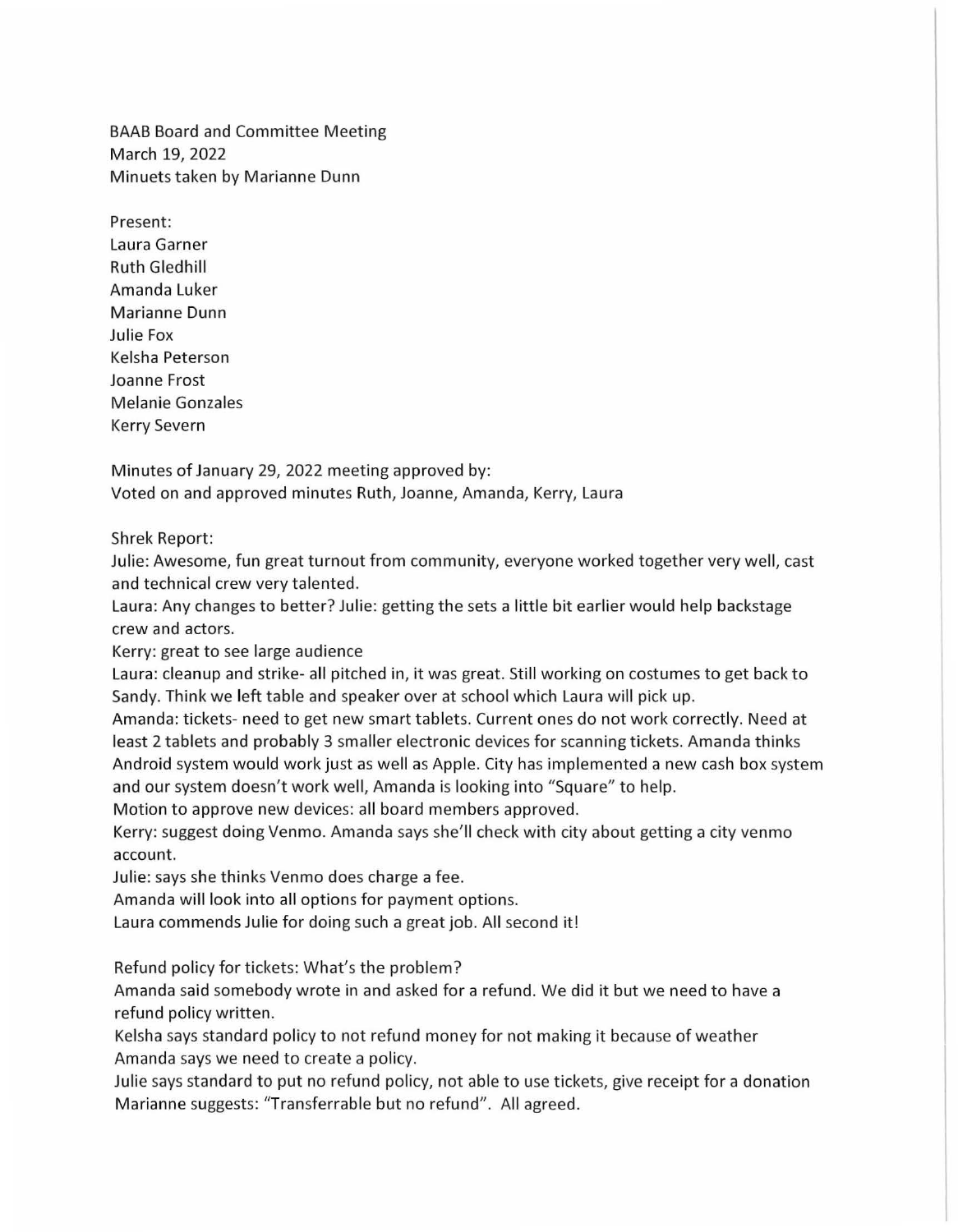BAAB Board and Committee Meeting
March 19, 2022
Minuets taken by Marianne Dunn

Present:
Laura Garner
Ruth Gledhill
Amanda Luker
Marianne Dunn
Julie Fox
Kelsha Peterson
Joanne Frost
Melanie Gonzales
Kerry Severn

Minutes of January 29, 2022 meeting approved by:
Voted on and approved minutes Ruth, Joanne, Amanda, Kerry, Laura

Shrek Report:
Julie: Awesome, fun great turnout from community, everyone worked together very well, cast and technical crew very talented.
Laura: Any changes to better? Julie: getting the sets a little bit earlier would help backstage crew and actors.
Kerry: great to see large audience
Laura: cleanup and strike- all pitched in, it was great. Still working on costumes to get back to Sandy. Think we left table and speaker over at school which Laura will pick up.
Amanda: tickets- need to get new smart tablets. Current ones do not work correctly. Need at least 2 tablets and probably 3 smaller electronic devices for scanning tickets. Amanda thinks Android system would work just as well as Apple. City has implemented a new cash box system and our system doesn't work well, Amanda is looking into "Square" to help.
Motion to approve new devices: all board members approved.
Kerry: suggest doing Venmo. Amanda says she'll check with city about getting a city venmo account.
Julie: says she thinks Venmo does charge a fee.
Amanda will look into all options for payment options.
Laura commends Julie for doing such a great job. All second it!

Refund policy for tickets: What's the problem?
Amanda said somebody wrote in and asked for a refund. We did it but we need to have a refund policy written.
Kelsha says standard policy to not refund money for not making it because of weather
Amanda says we need to create a policy.
Julie says standard to put no refund policy, not able to use tickets, give receipt for a donation
Marianne suggests: "Transferrable but no refund". All agreed.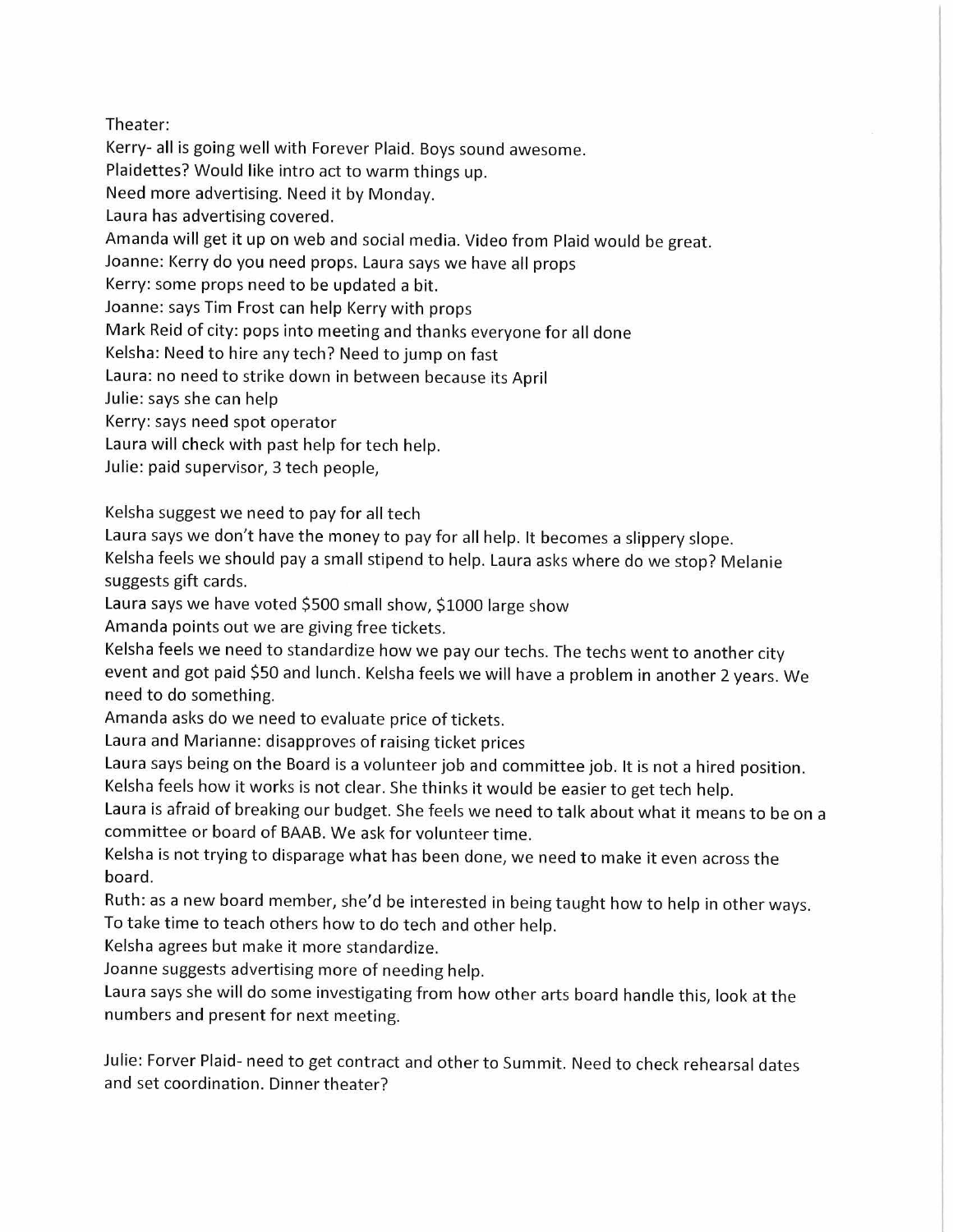Theater:

Kerry- all is going well with Forever Plaid. Boys sound awesome.

Plaidettes? Would like intro act to warm things up.

Need more advertising. Need it by Monday.

Laura has advertising covered.

Amanda will get it up on web and social media. Video from Plaid would be great.

Joanne: Kerry do you need props. Laura says we have all props

Kerry: some props need to be updated a bit.

Joanne: says Tim Frost can help Kerry with props

Mark Reid of city: pops into meeting and thanks everyone for all done

Kelsha: Need to hire any tech? Need to jump on fast

Laura: no need to strike down in between because its April

Julie: says she can help

Kerry: says need spot operator

Laura will check with past help for tech help.

Julie: paid supervisor, 3 tech people,

Kelsha suggest we need to pay for all tech

Laura says we don't have the money to pay for all help. It becomes a slippery slope.

Kelsha feels we should pay a small stipend to help. Laura asks where do we stop? Melanie suggests gift cards.

Laura says we have voted $500 small show, $1000 large show

Amanda points out we are giving free tickets.

Kelsha feels we need to standardize how we pay our techs. The techs went to another city event and got paid $50 and lunch. Kelsha feels we will have a problem in another 2 years. We need to do something.

Amanda asks do we need to evaluate price of tickets.

Laura and Marianne: disapproves of raising ticket prices

Laura says being on the Board is a volunteer job and committee job. It is not a hired position.

Kelsha feels how it works is not clear. She thinks it would be easier to get tech help.

Laura is afraid of breaking our budget. She feels we need to talk about what it means to be on a committee or board of BAAB. We ask for volunteer time.

Kelsha is not trying to disparage what has been done, we need to make it even across the board.

Ruth: as a new board member, she'd be interested in being taught how to help in other ways. To take time to teach others how to do tech and other help.

Kelsha agrees but make it more standardize.

Joanne suggests advertising more of needing help.

Laura says she will do some investigating from how other arts board handle this, look at the numbers and present for next meeting.

Julie: Forver Plaid- need to get contract and other to Summit. Need to check rehearsal dates and set coordination. Dinner theater?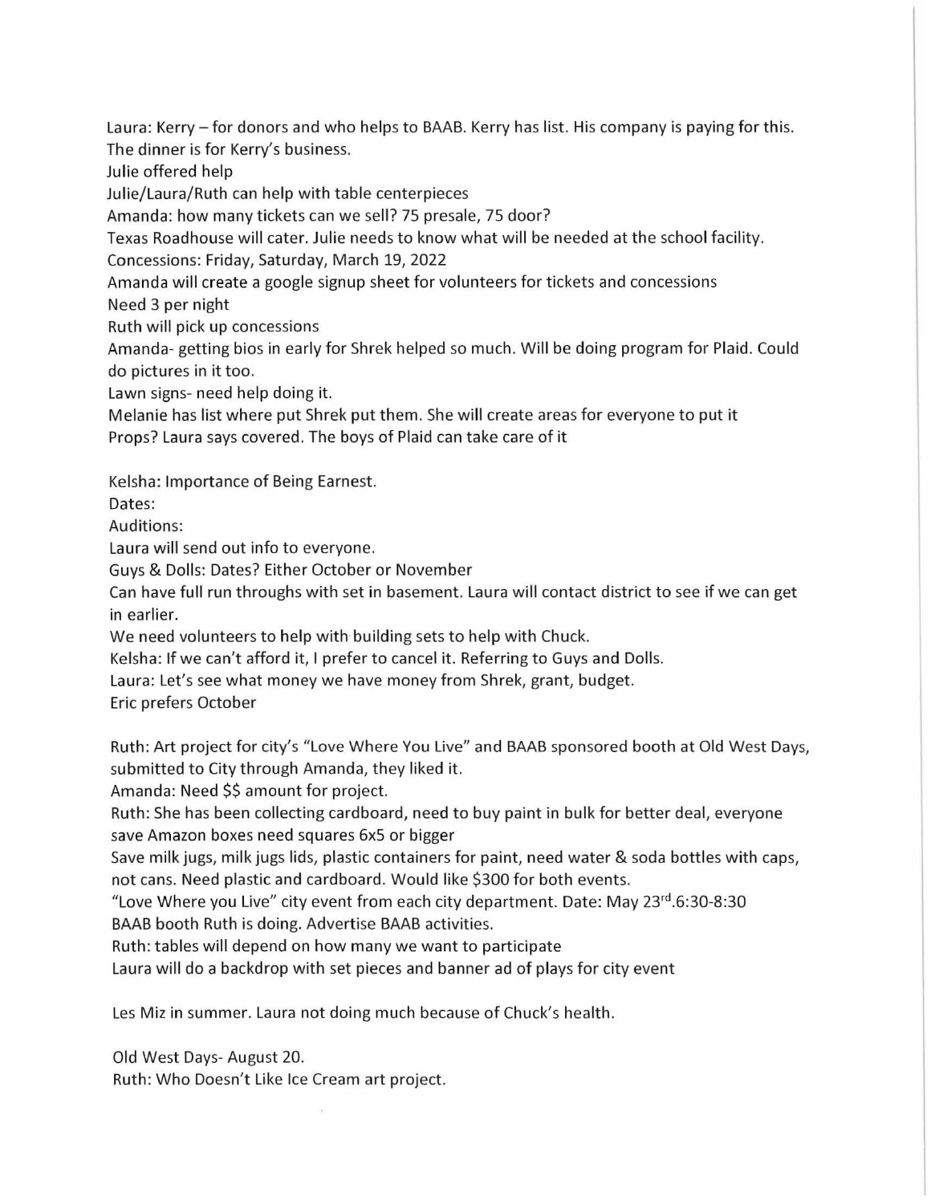Laura: Kerry – for donors and who helps to BAAB. Kerry has list. His company is paying for this. The dinner is for Kerry's business.

Julie offered help

Julie/Laura/Ruth can help with table centerpieces

Amanda: how many tickets can we sell? 75 presale, 75 door?

Texas Roadhouse will cater. Julie needs to know what will be needed at the school facility.

Concessions: Friday, Saturday, March 19, 2022

Amanda will create a google signup sheet for volunteers for tickets and concessions

Need 3 per night

Ruth will pick up concessions

Amanda- getting bios in early for Shrek helped so much. Will be doing program for Plaid. Could do pictures in it too.

Lawn signs- need help doing it.

Melanie has list where put Shrek put them. She will create areas for everyone to put it

Props? Laura says covered. The boys of Plaid can take care of it

Kelsha: Importance of Being Earnest.

Dates:

Auditions:

Laura will send out info to everyone.

Guys & Dolls: Dates? Either October or November

Can have full run throughs with set in basement. Laura will contact district to see if we can get in earlier.

We need volunteers to help with building sets to help with Chuck.

Kelsha: If we can't afford it, I prefer to cancel it. Referring to Guys and Dolls.

Laura: Let's see what money we have money from Shrek, grant, budget.

Eric prefers October

Ruth: Art project for city's "Love Where You Live" and BAAB sponsored booth at Old West Days, submitted to City through Amanda, they liked it.

Amanda: Need $$ amount for project.

Ruth: She has been collecting cardboard, need to buy paint in bulk for better deal, everyone save Amazon boxes need squares 6x5 or bigger

Save milk jugs, milk jugs lids, plastic containers for paint, need water & soda bottles with caps, not cans. Need plastic and cardboard. Would like $300 for both events.

"Love Where you Live" city event from each city department. Date: May 23rd.6:30-8:30

BAAB booth Ruth is doing. Advertise BAAB activities.

Ruth: tables will depend on how many we want to participate

Laura will do a backdrop with set pieces and banner ad of plays for city event

Les Miz in summer. Laura not doing much because of Chuck's health.

Old West Days- August 20.

Ruth: Who Doesn't Like Ice Cream art project.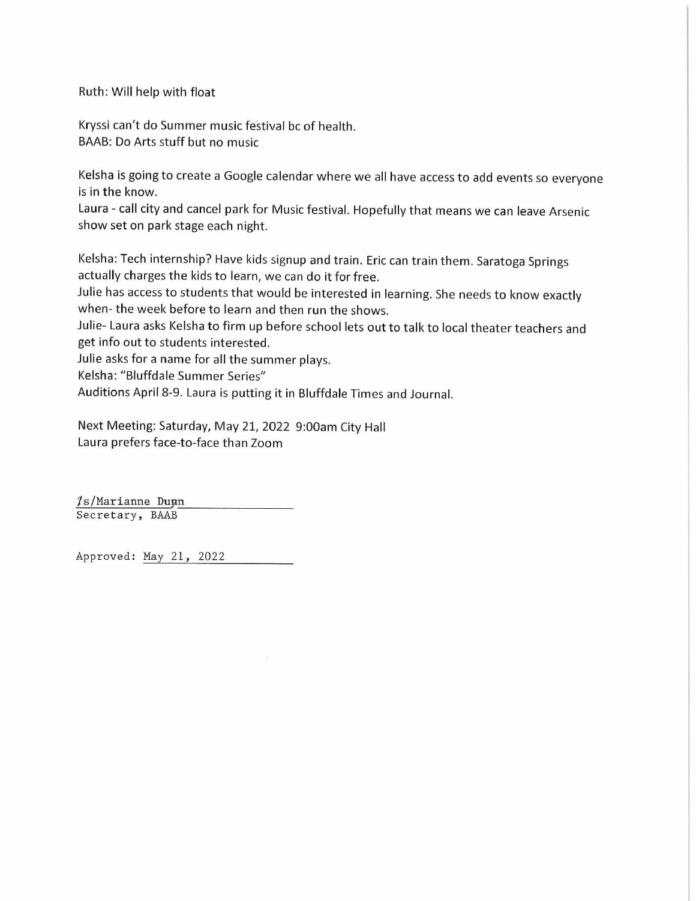Ruth: Will help with float

Kryssi can't do Summer music festival bc of health.
BAAB: Do Arts stuff but no music

Kelsha is going to create a Google calendar where we all have access to add events so everyone is in the know.
Laura - call city and cancel park for Music festival. Hopefully that means we can leave Arsenic show set on park stage each night.

Kelsha: Tech internship? Have kids signup and train. Eric can train them. Saratoga Springs actually charges the kids to learn, we can do it for free.
Julie has access to students that would be interested in learning. She needs to know exactly when- the week before to learn and then run the shows.
Julie- Laura asks Kelsha to firm up before school lets out to talk to local theater teachers and get info out to students interested.
Julie asks for a name for all the summer plays.
Kelsha: "Bluffdale Summer Series"
Auditions April 8-9. Laura is putting it in Bluffdale Times and Journal.

Next Meeting: Saturday, May 21, 2022 9:00am City Hall
Laura prefers face-to-face than Zoom

/s/Marianne Dunn
Secretary, BAAB

Approved: May 21, 2022